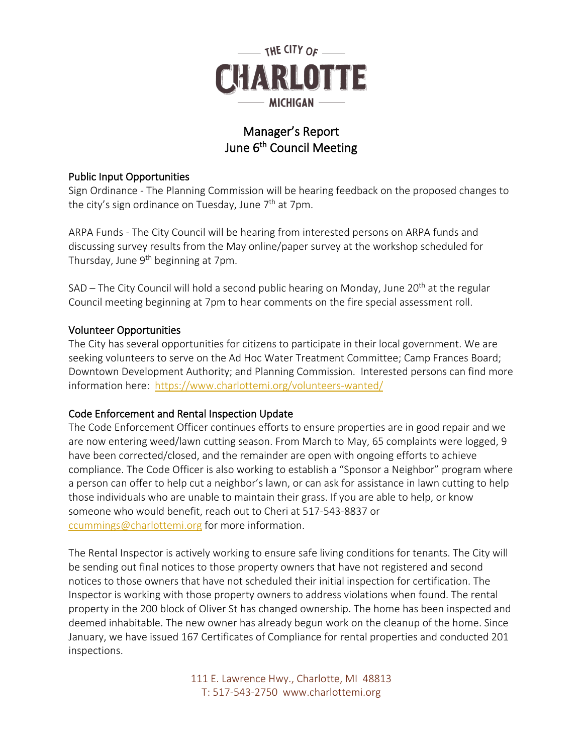THE CITY OF

# CHARLOTTE

MICHIGAN

## Manager's Report
## June 6th Council Meeting

### Public Input Opportunities

Sign Ordinance - The Planning Commission will be hearing feedback on the proposed changes to the city's sign ordinance on Tuesday, June 7th at 7pm.

ARPA Funds - The City Council will be hearing from interested persons on ARPA funds and discussing survey results from the May online/paper survey at the workshop scheduled for Thursday, June 9th beginning at 7pm.

SAD – The City Council will hold a second public hearing on Monday, June 20th at the regular Council meeting beginning at 7pm to hear comments on the fire special assessment roll.

### Volunteer Opportunities

The City has several opportunities for citizens to participate in their local government. We are seeking volunteers to serve on the Ad Hoc Water Treatment Committee; Camp Frances Board; Downtown Development Authority; and Planning Commission. Interested persons can find more information here: https://www.charlottemi.org/volunteers-wanted/

### Code Enforcement and Rental Inspection Update

The Code Enforcement Officer continues efforts to ensure properties are in good repair and we are now entering weed/lawn cutting season. From March to May, 65 complaints were logged, 9 have been corrected/closed, and the remainder are open with ongoing efforts to achieve compliance. The Code Officer is also working to establish a "Sponsor a Neighbor" program where a person can offer to help cut a neighbor's lawn, or can ask for assistance in lawn cutting to help those individuals who are unable to maintain their grass. If you are able to help, or know someone who would benefit, reach out to Cheri at 517-543-8837 or ccummings@charlottemi.org for more information.

The Rental Inspector is actively working to ensure safe living conditions for tenants. The City will be sending out final notices to those property owners that have not registered and second notices to those owners that have not scheduled their initial inspection for certification. The Inspector is working with those property owners to address violations when found. The rental property in the 200 block of Oliver St has changed ownership. The home has been inspected and deemed inhabitable. The new owner has already begun work on the cleanup of the home. Since January, we have issued 167 Certificates of Compliance for rental properties and conducted 201 inspections.

111 E. Lawrence Hwy., Charlotte, MI 48813
T: 517-543-2750 www.charlottemi.org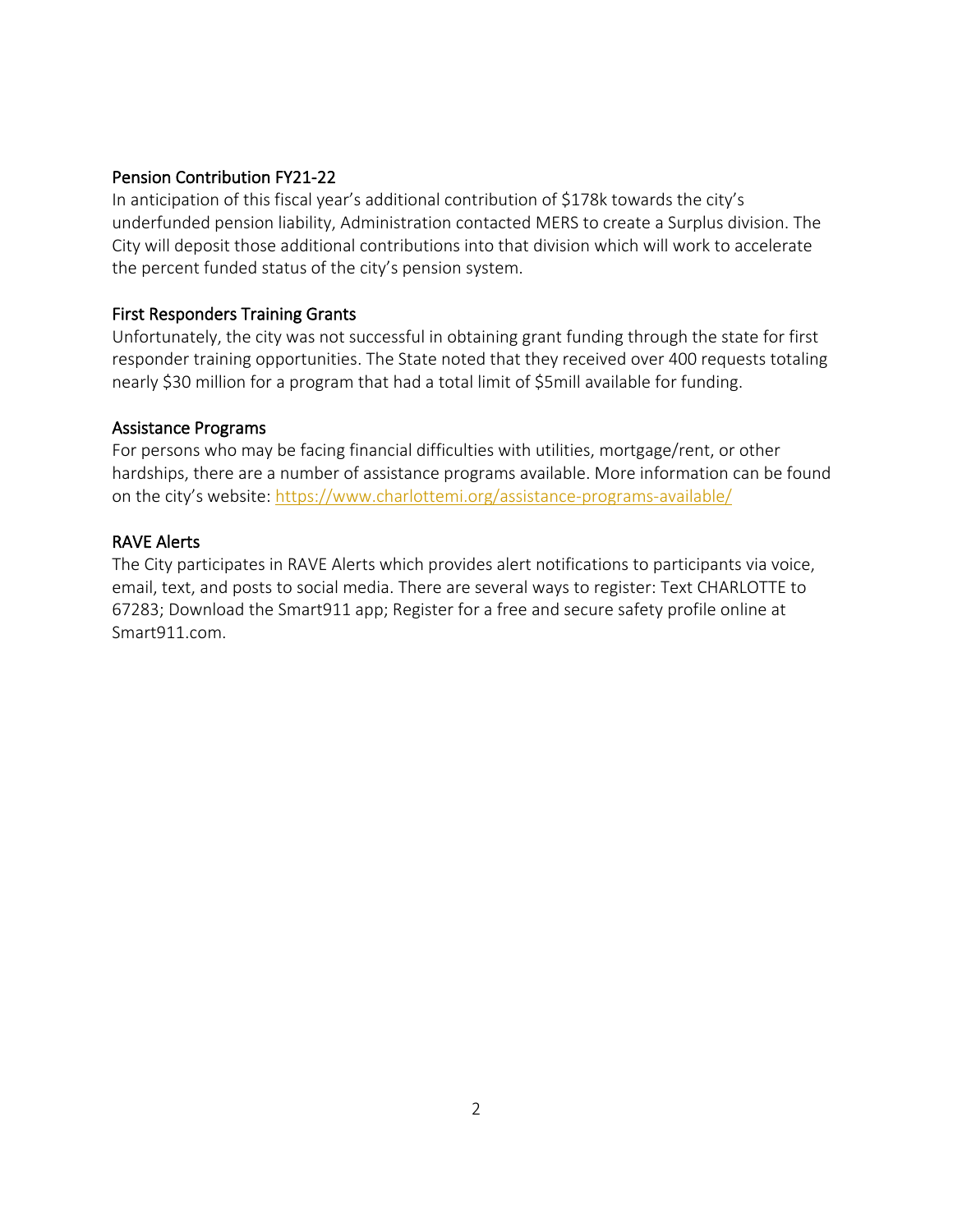## Pension Contribution FY21-22

In anticipation of this fiscal year's additional contribution of $178k towards the city's underfunded pension liability, Administration contacted MERS to create a Surplus division. The City will deposit those additional contributions into that division which will work to accelerate the percent funded status of the city's pension system.

## First Responders Training Grants

Unfortunately, the city was not successful in obtaining grant funding through the state for first responder training opportunities. The State noted that they received over 400 requests totaling nearly $30 million for a program that had a total limit of $5mill available for funding.

## Assistance Programs

For persons who may be facing financial difficulties with utilities, mortgage/rent, or other hardships, there are a number of assistance programs available. More information can be found on the city's website: https://www.charlottemi.org/assistance-programs-available/

## RAVE Alerts

The City participates in RAVE Alerts which provides alert notifications to participants via voice, email, text, and posts to social media. There are several ways to register: Text CHARLOTTE to 67283; Download the Smart911 app; Register for a free and secure safety profile online at Smart911.com.